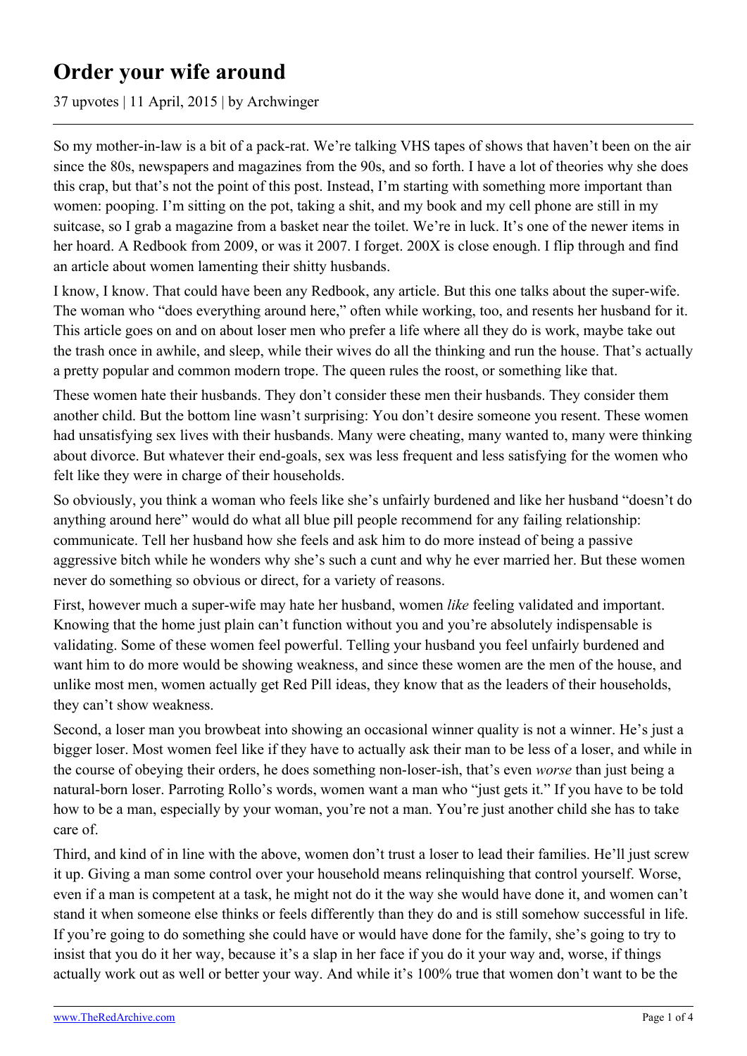# Order your wife around

37 upvotes | 11 April, 2015 | by Archwinger

So my mother-in-law is a bit of a pack-rat. We're talking VHS tapes of shows that haven't been on the air since the 80s, newspapers and magazines from the 90s, and so forth. I have a lot of theories why she does this crap, but that's not the point of this post. Instead, I'm starting with something more important than women: pooping. I'm sitting on the pot, taking a shit, and my book and my cell phone are still in my suitcase, so I grab a magazine from a basket near the toilet. We're in luck. It's one of the newer items in her hoard. A Redbook from 2009, or was it 2007. I forget. 200X is close enough. I flip through and find an article about women lamenting their shitty husbands.

I know, I know. That could have been any Redbook, any article. But this one talks about the super-wife. The woman who "does everything around here," often while working, too, and resents her husband for it. This article goes on and on about loser men who prefer a life where all they do is work, maybe take out the trash once in awhile, and sleep, while their wives do all the thinking and run the house. That's actually a pretty popular and common modern trope. The queen rules the roost, or something like that.

These women hate their husbands. They don't consider these men their husbands. They consider them another child. But the bottom line wasn't surprising: You don't desire someone you resent. These women had unsatisfying sex lives with their husbands. Many were cheating, many wanted to, many were thinking about divorce. But whatever their end-goals, sex was less frequent and less satisfying for the women who felt like they were in charge of their households.

So obviously, you think a woman who feels like she's unfairly burdened and like her husband "doesn't do anything around here" would do what all blue pill people recommend for any failing relationship: communicate. Tell her husband how she feels and ask him to do more instead of being a passive aggressive bitch while he wonders why she's such a cunt and why he ever married her. But these women never do something so obvious or direct, for a variety of reasons.

First, however much a super-wife may hate her husband, women *like* feeling validated and important. Knowing that the home just plain can't function without you and you're absolutely indispensable is validating. Some of these women feel powerful. Telling your husband you feel unfairly burdened and want him to do more would be showing weakness, and since these women are the men of the house, and unlike most men, women actually get Red Pill ideas, they know that as the leaders of their households, they can't show weakness.

Second, a loser man you browbeat into showing an occasional winner quality is not a winner. He's just a bigger loser. Most women feel like if they have to actually ask their man to be less of a loser, and while in the course of obeying their orders, he does something non-loser-ish, that's even *worse* than just being a natural-born loser. Parroting Rollo's words, women want a man who "just gets it." If you have to be told how to be a man, especially by your woman, you're not a man. You're just another child she has to take care of.

Third, and kind of in line with the above, women don't trust a loser to lead their families. He'll just screw it up. Giving a man some control over your household means relinquishing that control yourself. Worse, even if a man is competent at a task, he might not do it the way she would have done it, and women can't stand it when someone else thinks or feels differently than they do and is still somehow successful in life. If you're going to do something she could have or would have done for the family, she's going to try to insist that you do it her way, because it's a slap in her face if you do it your way and, worse, if things actually work out as well or better your way. And while it's 100% true that women don't want to be the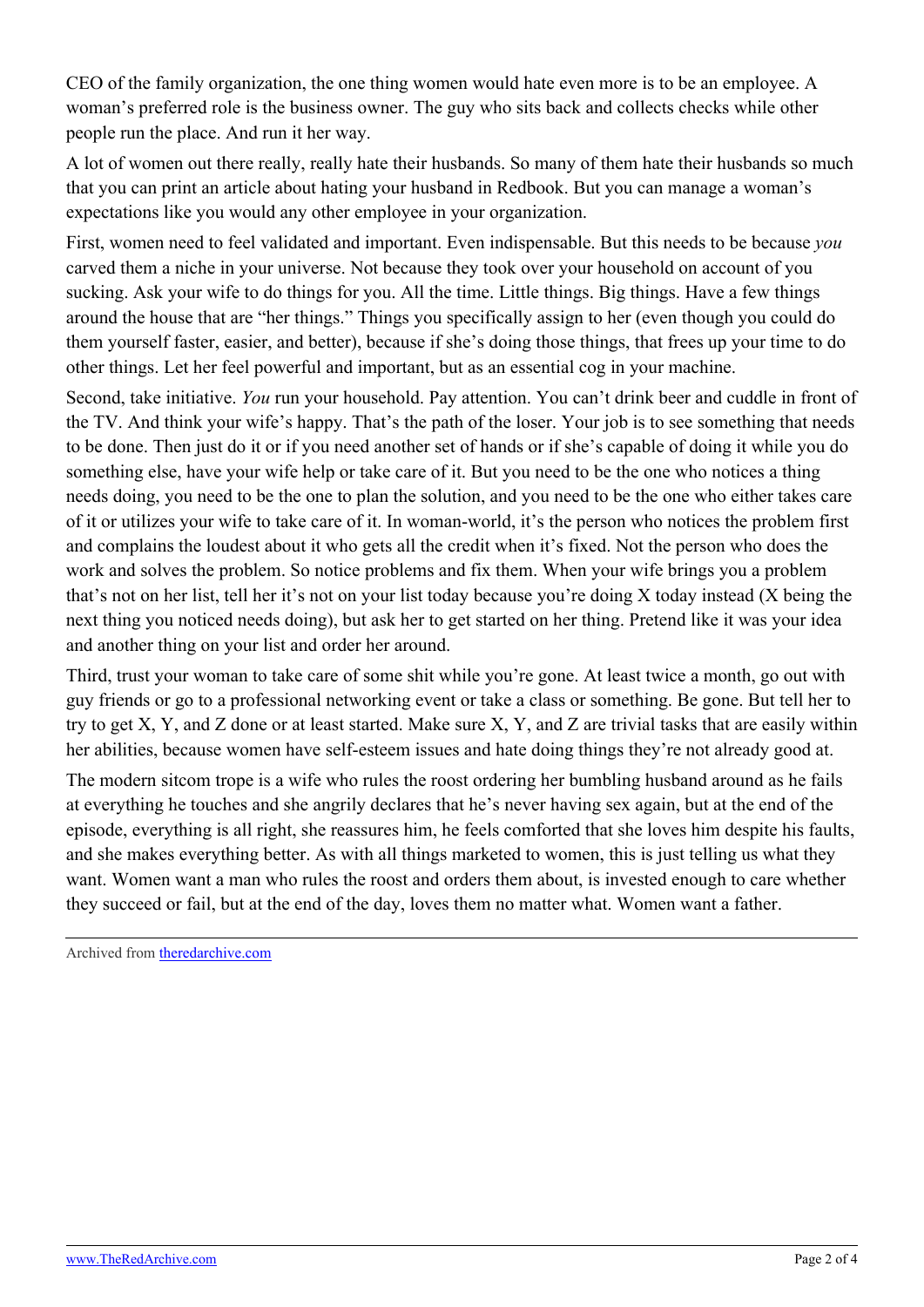CEO of the family organization, the one thing women would hate even more is to be an employee. A woman's preferred role is the business owner. The guy who sits back and collects checks while other people run the place. And run it her way.

A lot of women out there really, really hate their husbands. So many of them hate their husbands so much that you can print an article about hating your husband in Redbook. But you can manage a woman's expectations like you would any other employee in your organization.

First, women need to feel validated and important. Even indispensable. But this needs to be because *you* carved them a niche in your universe. Not because they took over your household on account of you sucking. Ask your wife to do things for you. All the time. Little things. Big things. Have a few things around the house that are "her things." Things you specifically assign to her (even though you could do them yourself faster, easier, and better), because if she's doing those things, that frees up your time to do other things. Let her feel powerful and important, but as an essential cog in your machine.

Second, take initiative. *You* run your household. Pay attention. You can't drink beer and cuddle in front of the TV. And think your wife's happy. That's the path of the loser. Your job is to see something that needs to be done. Then just do it or if you need another set of hands or if she's capable of doing it while you do something else, have your wife help or take care of it. But you need to be the one who notices a thing needs doing, you need to be the one to plan the solution, and you need to be the one who either takes care of it or utilizes your wife to take care of it. In woman-world, it's the person who notices the problem first and complains the loudest about it who gets all the credit when it's fixed. Not the person who does the work and solves the problem. So notice problems and fix them. When your wife brings you a problem that's not on her list, tell her it's not on your list today because you're doing X today instead (X being the next thing you noticed needs doing), but ask her to get started on her thing. Pretend like it was your idea and another thing on your list and order her around.

Third, trust your woman to take care of some shit while you're gone. At least twice a month, go out with guy friends or go to a professional networking event or take a class or something. Be gone. But tell her to try to get X, Y, and Z done or at least started. Make sure X, Y, and Z are trivial tasks that are easily within her abilities, because women have self-esteem issues and hate doing things they're not already good at.

The modern sitcom trope is a wife who rules the roost ordering her bumbling husband around as he fails at everything he touches and she angrily declares that he's never having sex again, but at the end of the episode, everything is all right, she reassures him, he feels comforted that she loves him despite his faults, and she makes everything better. As with all things marketed to women, this is just telling us what they want. Women want a man who rules the roost and orders them about, is invested enough to care whether they succeed or fail, but at the end of the day, loves them no matter what. Women want a father.

---

Archived from [theredarchive.com](https://theredarchive.com)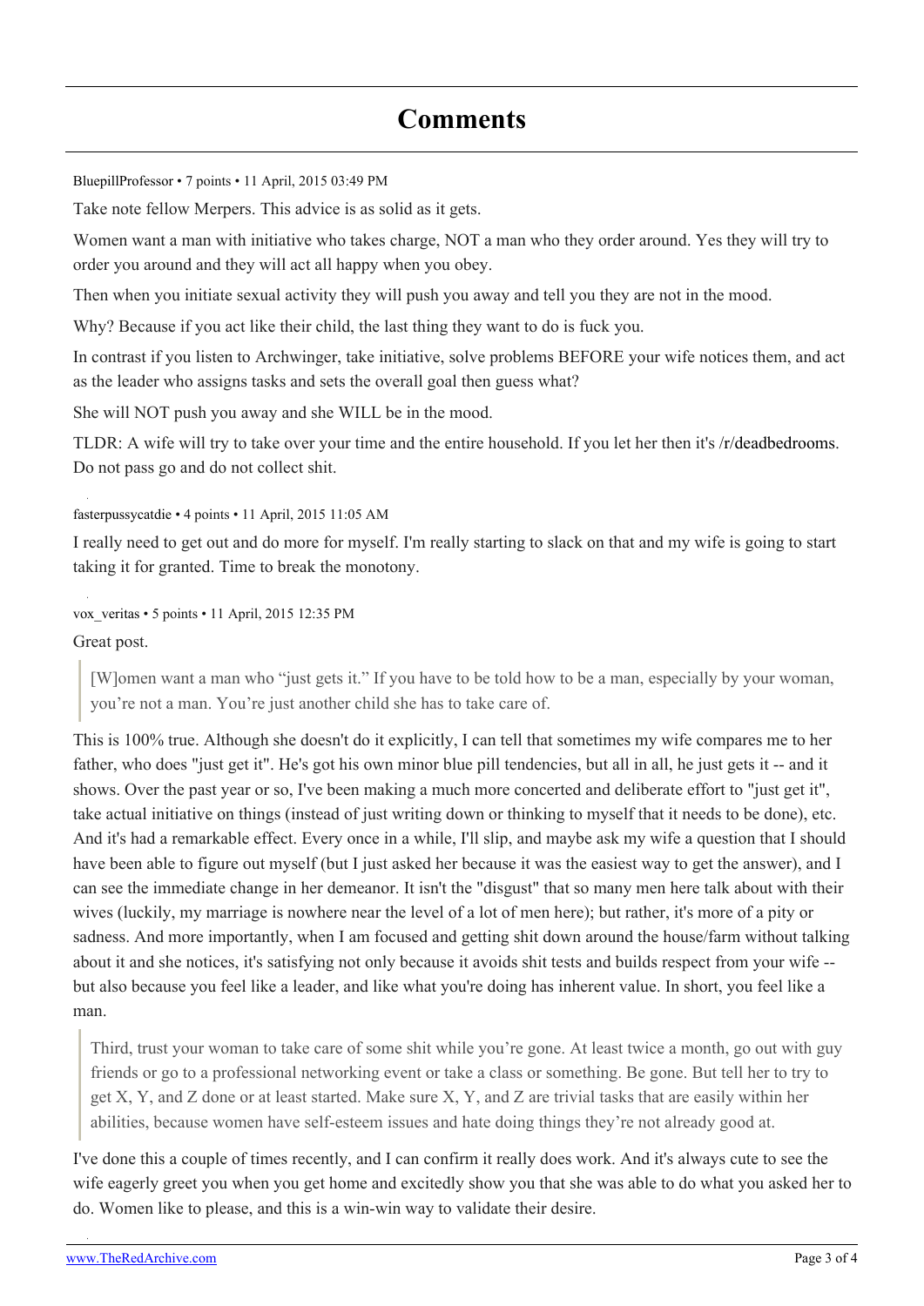# Comments

BluepillProfessor • 7 points • 11 April, 2015 03:49 PM

Take note fellow Merpers. This advice is as solid as it gets.

Women want a man with initiative who takes charge, NOT a man who they order around. Yes they will try to order you around and they will act all happy when you obey.

Then when you initiate sexual activity they will push you away and tell you they are not in the mood.

Why? Because if you act like their child, the last thing they want to do is fuck you.

In contrast if you listen to Archwinger, take initiative, solve problems BEFORE your wife notices them, and act as the leader who assigns tasks and sets the overall goal then guess what?

She will NOT push you away and she WILL be in the mood.

TLDR: A wife will try to take over your time and the entire household. If you let her then it's /r/deadbedrooms. Do not pass go and do not collect shit.

fasterpussycatdie • 4 points • 11 April, 2015 11:05 AM

I really need to get out and do more for myself. I'm really starting to slack on that and my wife is going to start taking it for granted. Time to break the monotony.

vox_veritas • 5 points • 11 April, 2015 12:35 PM

Great post.

> [W]omen want a man who "just gets it." If you have to be told how to be a man, especially by your woman, you're not a man. You're just another child she has to take care of.

This is 100% true. Although she doesn't do it explicitly, I can tell that sometimes my wife compares me to her father, who does "just get it". He's got his own minor blue pill tendencies, but all in all, he just gets it -- and it shows. Over the past year or so, I've been making a much more concerted and deliberate effort to "just get it", take actual initiative on things (instead of just writing down or thinking to myself that it needs to be done), etc. And it's had a remarkable effect. Every once in a while, I'll slip, and maybe ask my wife a question that I should have been able to figure out myself (but I just asked her because it was the easiest way to get the answer), and I can see the immediate change in her demeanor. It isn't the "disgust" that so many men here talk about with their wives (luckily, my marriage is nowhere near the level of a lot of men here); but rather, it's more of a pity or sadness. And more importantly, when I am focused and getting shit down around the house/farm without talking about it and she notices, it's satisfying not only because it avoids shit tests and builds respect from your wife -- but also because you feel like a leader, and like what you're doing has inherent value. In short, you feel like a man.

> Third, trust your woman to take care of some shit while you're gone. At least twice a month, go out with guy friends or go to a professional networking event or take a class or something. Be gone. But tell her to try to get X, Y, and Z done or at least started. Make sure X, Y, and Z are trivial tasks that are easily within her abilities, because women have self-esteem issues and hate doing things they're not already good at.

I've done this a couple of times recently, and I can confirm it really does work. And it's always cute to see the wife eagerly greet you when you get home and excitedly show you that she was able to do what you asked her to do. Women like to please, and this is a win-win way to validate their desire.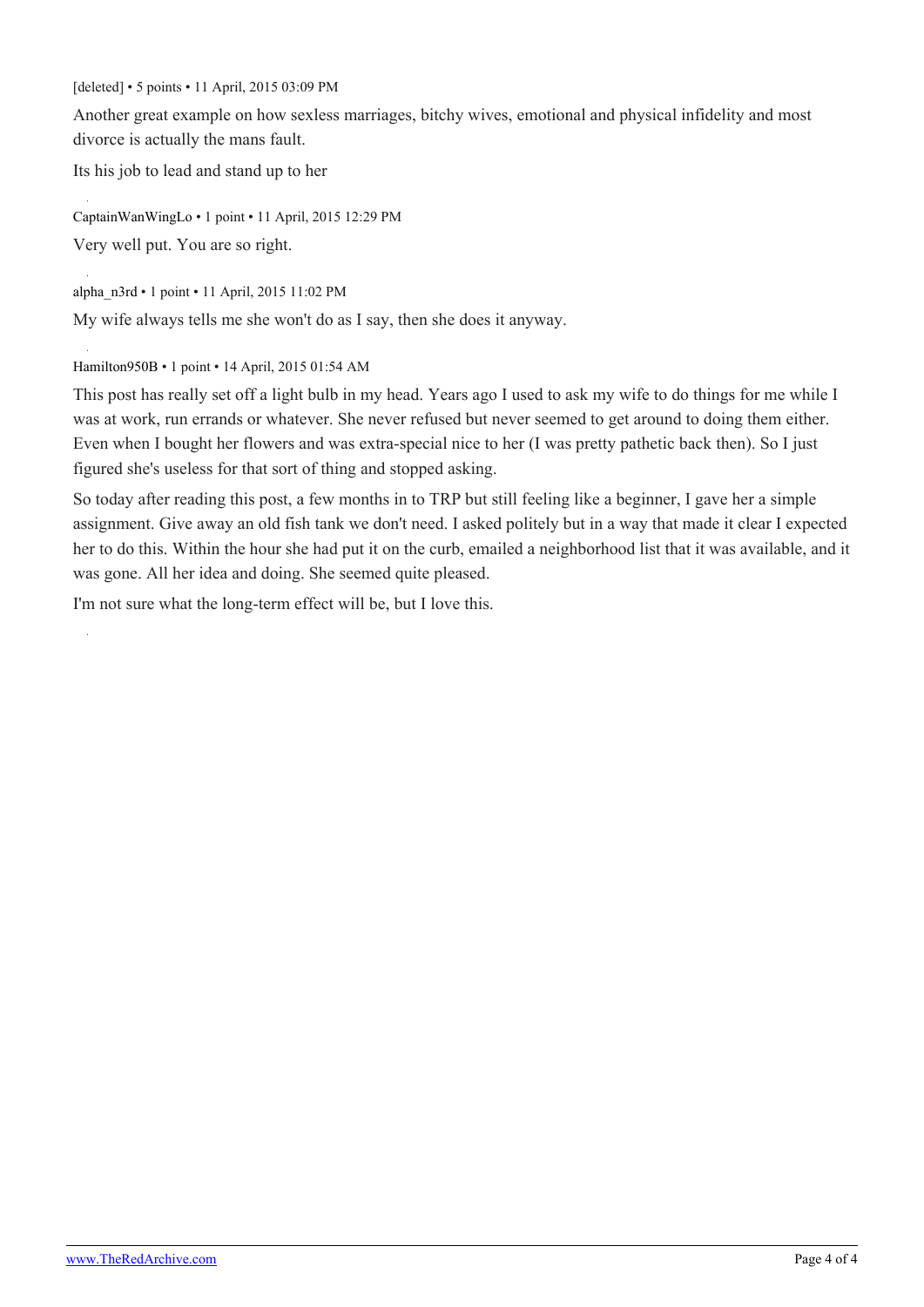[deleted] • 5 points • 11 April, 2015 03:09 PM

Another great example on how sexless marriages, bitchy wives, emotional and physical infidelity and most divorce is actually the mans fault.

Its his job to lead and stand up to her

CaptainWanWingLo • 1 point • 11 April, 2015 12:29 PM

Very well put. You are so right.

alpha_n3rd • 1 point • 11 April, 2015 11:02 PM

My wife always tells me she won't do as I say, then she does it anyway.

Hamilton950B • 1 point • 14 April, 2015 01:54 AM

This post has really set off a light bulb in my head. Years ago I used to ask my wife to do things for me while I was at work, run errands or whatever. She never refused but never seemed to get around to doing them either. Even when I bought her flowers and was extra-special nice to her (I was pretty pathetic back then). So I just figured she's useless for that sort of thing and stopped asking.

So today after reading this post, a few months in to TRP but still feeling like a beginner, I gave her a simple assignment. Give away an old fish tank we don't need. I asked politely but in a way that made it clear I expected her to do this. Within the hour she had put it on the curb, emailed a neighborhood list that it was available, and it was gone. All her idea and doing. She seemed quite pleased.

I'm not sure what the long-term effect will be, but I love this.